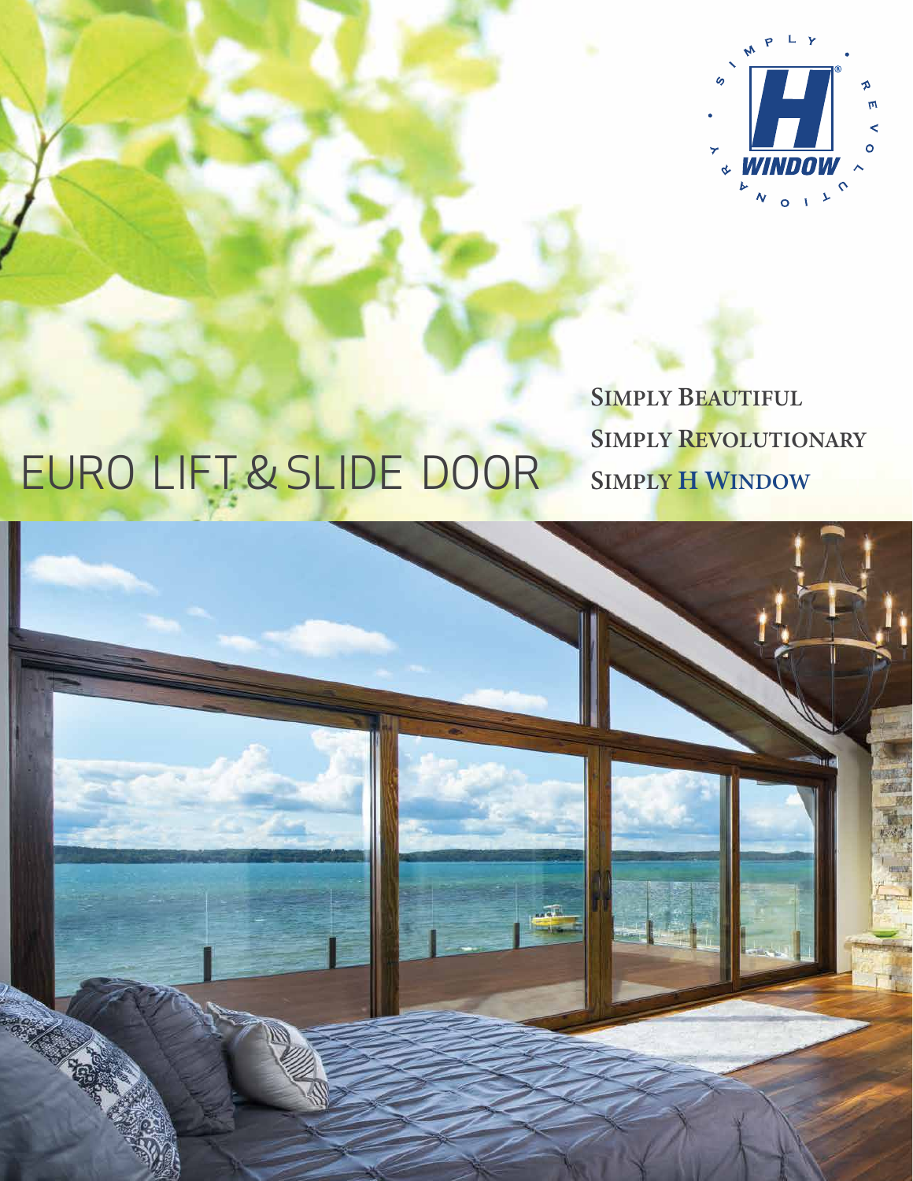SIMPLY • H WINDOW • REVOLUTIONARY

# EURO LIFT & SLIDE DOOR

**SIMPLY BEAUTIFUL**
**SIMPLY REVOLUTIONARY**
**SIMPLY H WINDOW**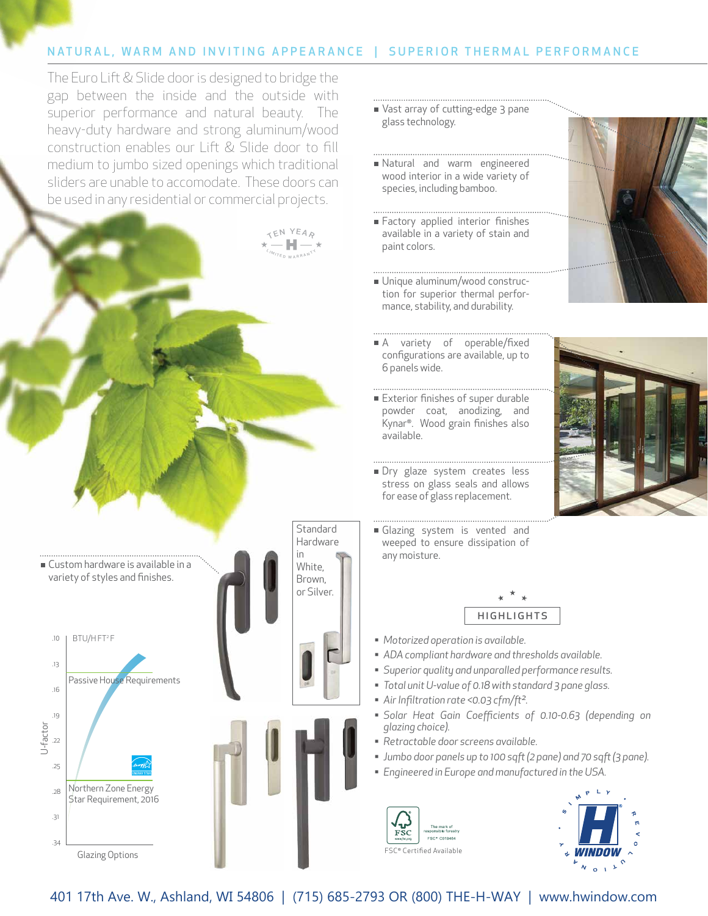## NATURAL, WARM AND INVITING APPEARANCE | SUPERIOR THERMAL PERFORMANCE

The Euro Lift & Slide door is designed to bridge the gap between the inside and the outside with superior performance and natural beauty. The heavy-duty hardware and strong aluminum/wood construction enables our Lift & Slide door to fill medium to jumbo sized openings which traditional sliders are unable to accomodate. These doors can be used in any residential or commercial projects.

TEN YEAR H LIMITED WARRANTY

- Vast array of cutting-edge 3 pane glass technology.
- Natural and warm engineered wood interior in a wide variety of species, including bamboo.
- Factory applied interior finishes available in a variety of stain and paint colors.
- Unique aluminum/wood construction for superior thermal performance, stability, and durability.
- A variety of operable/fixed configurations are available, up to 6 panels wide.
- Exterior finishes of super durable powder coat, anodizing, and Kynar®. Wood grain finishes also available.
- Dry glaze system creates less stress on glass seals and allows for ease of glass replacement.
- Glazing system is vented and weeped to ensure dissipation of any moisture.

- Custom hardware is available in a variety of styles and finishes.

Standard Hardware in White, Brown, or Silver.

BTU/H FT² F

.10
.13
.16
.19
.22
.25
.28
.31
.34

U-factor

Passive House Requirements

Northern Zone Energy Star Requirement, 2016

Glazing Options

### HIGHLIGHTS

- *Motorized operation is available.*
- *ADA compliant hardware and thresholds available.*
- *Superior quality and unparalled performance results.*
- *Total unit U-value of 0.18 with standard 3 pane glass.*
- *Air Infiltration rate <0.03 cfm/ft².*
- *Solar Heat Gain Coefficients of 0.10-0.63 (depending on glazing choice).*
- *Retractable door screens available.*
- *Jumbo door panels up to 100 sqft (2 pane) and 70 sqft (3 pane).*
- *Engineered in Europe and manufactured in the USA.*

FSC® Certified Available

SIMPLY REVOLUTIONARY H WINDOW

401 17th Ave. W., Ashland, WI 54806 | (715) 685-2793 OR (800) THE-H-WAY | www.hwindow.com